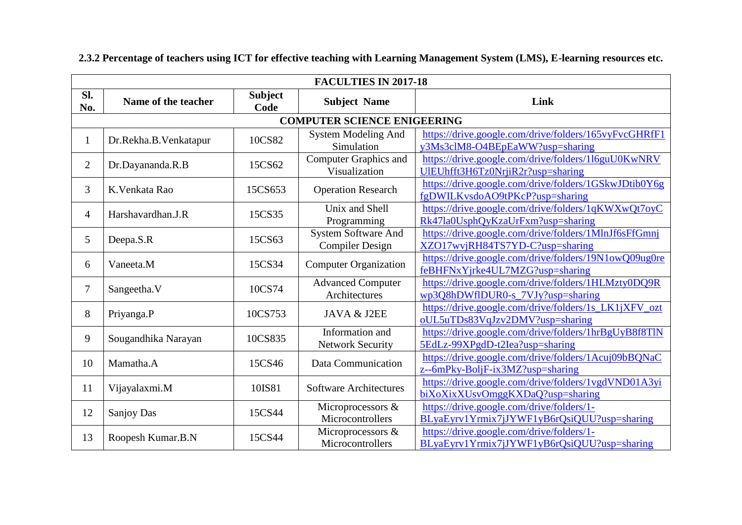**2.3.2 Percentage of teachers using ICT for effective teaching with Learning Management System (LMS), E-learning resources etc.**

| FACULTIES IN 2017-18 | | | | |
|---|---|---|---|---|
| Sl. No. | Name of the teacher | Subject Code | Subject Name | Link |
| COMPUTER SCIENCE ENIGEERING | | | | |
| 1 | Dr.Rekha.B.Venkatapur | 10CS82 | System Modeling And Simulation | https://drive.google.com/drive/folders/165vyFvcGHRfF1y3Ms3clM8-O4BEpEaWW?usp=sharing |
| 2 | Dr.Dayananda.R.B | 15CS62 | Computer Graphics and Visualization | https://drive.google.com/drive/folders/1l6guU0KwNRVUlEUhfft3H6Tz0NrjiR2r?usp=sharing |
| 3 | K.Venkata Rao | 15CS653 | Operation Research | https://drive.google.com/drive/folders/1GSkwJDtib0Y6gfgDWILKvsdoAO9tPKcP?usp=sharing |
| 4 | Harshavardhan.J.R | 15CS35 | Unix and Shell Programming | https://drive.google.com/drive/folders/1qKWXwQt7oyCRk47la0UsphQyKzaUrFxm?usp=sharing |
| 5 | Deepa.S.R | 15CS63 | System Software And Compiler Design | https://drive.google.com/drive/folders/1MlnJf6sFfGmnjXZO17wvjRH84TS7YD-C?usp=sharing |
| 6 | Vaneeta.M | 15CS34 | Computer Organization | https://drive.google.com/drive/folders/19N1owQ09ug0refeBHFNxYjrke4UL7MZG?usp=sharing |
| 7 | Sangeetha.V | 10CS74 | Advanced Computer Architectures | https://drive.google.com/drive/folders/1HLMzty0DQ9Rwp3Q8hDWflDUR0-s_7VJy?usp=sharing |
| 8 | Priyanga.P | 10CS753 | JAVA & J2EE | https://drive.google.com/drive/folders/1s_LK1jXFV_oztoUL5uTDs83VqJzv2DMV?usp=sharing |
| 9 | Sougandhika Narayan | 10CS835 | Information and Network Security | https://drive.google.com/drive/folders/1hrBgUyB8f8TlN5EdLz-99XPgdD-t2Iea?usp=sharing |
| 10 | Mamatha.A | 15CS46 | Data Communication | https://drive.google.com/drive/folders/1Acuj09bBQNaCz--6mPky-BoljF-ix3MZ?usp=sharing |
| 11 | Vijayalaxmi.M | 10IS81 | Software Architectures | https://drive.google.com/drive/folders/1vgdVND01A3yibiXoXixXUsvOmggKXDaQ?usp=sharing |
| 12 | Sanjoy Das | 15CS44 | Microprocessors & Microcontrollers | https://drive.google.com/drive/folders/1-BLyaEyrv1Yrmix7jJYWF1yB6rQsiQUU?usp=sharing |
| 13 | Roopesh Kumar.B.N | 15CS44 | Microprocessors & Microcontrollers | https://drive.google.com/drive/folders/1-BLyaEyrv1Yrmix7jJYWF1yB6rQsiQUU?usp=sharing |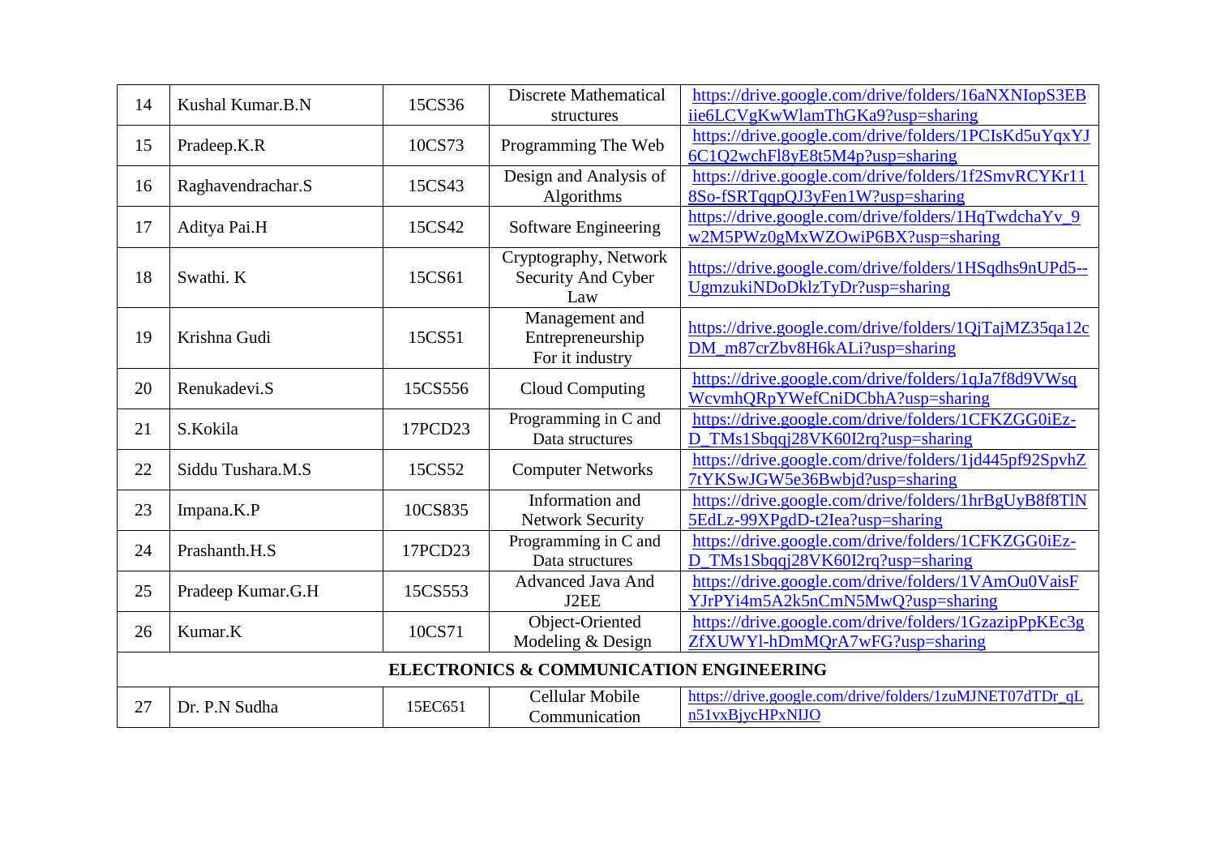| 14 | Kushal Kumar.B.N | 15CS36 | Discrete Mathematical structures | https://drive.google.com/drive/folders/16aNXNIopS3EBiie6LCVgKwWlamThGKa9?usp=sharing |
|---|---|---|---|---|
| 15 | Pradeep.K.R | 10CS73 | Programming The Web | https://drive.google.com/drive/folders/1PCIsKd5uYqxYJ6C1Q2wchFl8yE8t5M4p?usp=sharing |
| 16 | Raghavendrachar.S | 15CS43 | Design and Analysis of Algorithms | https://drive.google.com/drive/folders/1f2SmvRCYKr118So-fSRTqqpQJ3yFen1W?usp=sharing |
| 17 | Aditya Pai.H | 15CS42 | Software Engineering | https://drive.google.com/drive/folders/1HqTwdchaYv_9w2M5PWz0gMxWZOwiP6BX?usp=sharing |
| 18 | Swathi. K | 15CS61 | Cryptography, Network Security And Cyber Law | https://drive.google.com/drive/folders/1HSqdhs9nUPd5--UgmzukiNDoDklzTyDr?usp=sharing |
| 19 | Krishna Gudi | 15CS51 | Management and Entrepreneurship For it industry | https://drive.google.com/drive/folders/1QjTajMZ35qa12cDM_m87crZbv8H6kALi?usp=sharing |
| 20 | Renukadevi.S | 15CS556 | Cloud Computing | https://drive.google.com/drive/folders/1qJa7f8d9VWsqWcvmhQRpYWefCniDCbhA?usp=sharing |
| 21 | S.Kokila | 17PCD23 | Programming in C and Data structures | https://drive.google.com/drive/folders/1CFKZGG0iEz-D_TMs1Sbqqj28VK60I2rq?usp=sharing |
| 22 | Siddu Tushara.M.S | 15CS52 | Computer Networks | https://drive.google.com/drive/folders/1jd445pf92SpvhZ7tYKSwJGW5e36Bwbjd?usp=sharing |
| 23 | Impana.K.P | 10CS835 | Information and Network Security | https://drive.google.com/drive/folders/1hrBgUyB8f8TlN5EdLz-99XPgdD-t2Iea?usp=sharing |
| 24 | Prashanth.H.S | 17PCD23 | Programming in C and Data structures | https://drive.google.com/drive/folders/1CFKZGG0iEz-D_TMs1Sbqqj28VK60I2rq?usp=sharing |
| 25 | Pradeep Kumar.G.H | 15CS553 | Advanced Java And J2EE | https://drive.google.com/drive/folders/1VAmOu0VaisFYJrPYi4m5A2k5nCmN5MwQ?usp=sharing |
| 26 | Kumar.K | 10CS71 | Object-Oriented Modeling & Design | https://drive.google.com/drive/folders/1GzazipPpKEc3gZfXUWYl-hDmMQrA7wFG?usp=sharing |
| **ELECTRONICS & COMMUNICATION ENGINEERING** | | | | |
| 27 | Dr. P.N Sudha | 15EC651 | Cellular Mobile Communication | https://drive.google.com/drive/folders/1zuMJNET07dTDr_qLn51vxBjycHPxNIJO |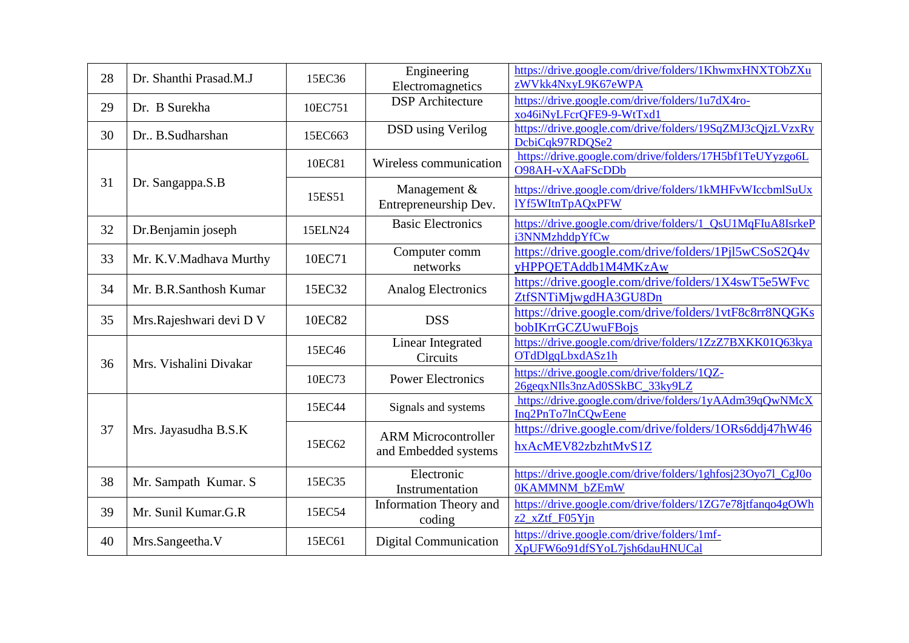| 28 | Dr. Shanthi Prasad.M.J | 15EC36 | Engineering Electromagnetics | https://drive.google.com/drive/folders/1KhwmxHNXTObZXuzWVkk4NxyL9K67eWPA |
|---|---|---|---|---|
| 29 | Dr. B Surekha | 10EC751 | DSP Architecture | https://drive.google.com/drive/folders/1u7dX4ro-xo46iNyLFcrQFE9-9-WtTxd1 |
| 30 | Dr.. B.Sudharshan | 15EC663 | DSD using Verilog | https://drive.google.com/drive/folders/19SqZMJ3cQjzLVzxRyDcbiCqk97RDQSe2 |
| 31 | Dr. Sangappa.S.B | 10EC81 | Wireless communication | https://drive.google.com/drive/folders/17H5bf1TeUYyzgo6LO98AH-vXAaFScDDb |
| | | 15ES51 | Management & Entrepreneurship Dev. | https://drive.google.com/drive/folders/1kMHFvWIccbmlSuUxlYf5WItnTpAQxPFW |
| 32 | Dr.Benjamin joseph | 15ELN24 | Basic Electronics | https://drive.google.com/drive/folders/1_QsU1MqFIuA8IsrkePi3NNMzhddpYfCw |
| 33 | Mr. K.V.Madhava Murthy | 10EC71 | Computer comm networks | https://drive.google.com/drive/folders/1Pjl5wCSoS2Q4vyHPPQETAddb1M4MKzAw |
| 34 | Mr. B.R.Santhosh Kumar | 15EC32 | Analog Electronics | https://drive.google.com/drive/folders/1X4swT5e5WFvcZtfSNTiMjwgdHA3GU8Dn |
| 35 | Mrs.Rajeshwari devi D V | 10EC82 | DSS | https://drive.google.com/drive/folders/1vtF8c8rr8NQGKsbobIKrrGCZUwuFBojs |
| 36 | Mrs. Vishalini Divakar | 15EC46 | Linear Integrated Circuits | https://drive.google.com/drive/folders/1ZzZ7BXKK01Q63kyaOTdDlgqLbxdASz1h |
| | | 10EC73 | Power Electronics | https://drive.google.com/drive/folders/1QZ-26geqxNIls3nzAd0SSkBC_33ky9LZ |
| 37 | Mrs. Jayasudha B.S.K | 15EC44 | Signals and systems | https://drive.google.com/drive/folders/1yAAdm39qQwNMcXInq2PnTo7lnCQwEene |
| | | 15EC62 | ARM Microcontroller and Embedded systems | https://drive.google.com/drive/folders/1ORs6ddj47hW46hxAcMEV82zbzhtMvS1Z |
| 38 | Mr. Sampath Kumar. S | 15EC35 | Electronic Instrumentation | https://drive.google.com/drive/folders/1ghfosj23Oyo7l_CgJ0o0KAMMNM_bZEmW |
| 39 | Mr. Sunil Kumar.G.R | 15EC54 | Information Theory and coding | https://drive.google.com/drive/folders/1ZG7e78jtfanqo4gOWhz2_xZtf_F05Yjn |
| 40 | Mrs.Sangeetha.V | 15EC61 | Digital Communication | https://drive.google.com/drive/folders/1mf-XpUFW6o91dfSYoL7jsh6dauHNUCal |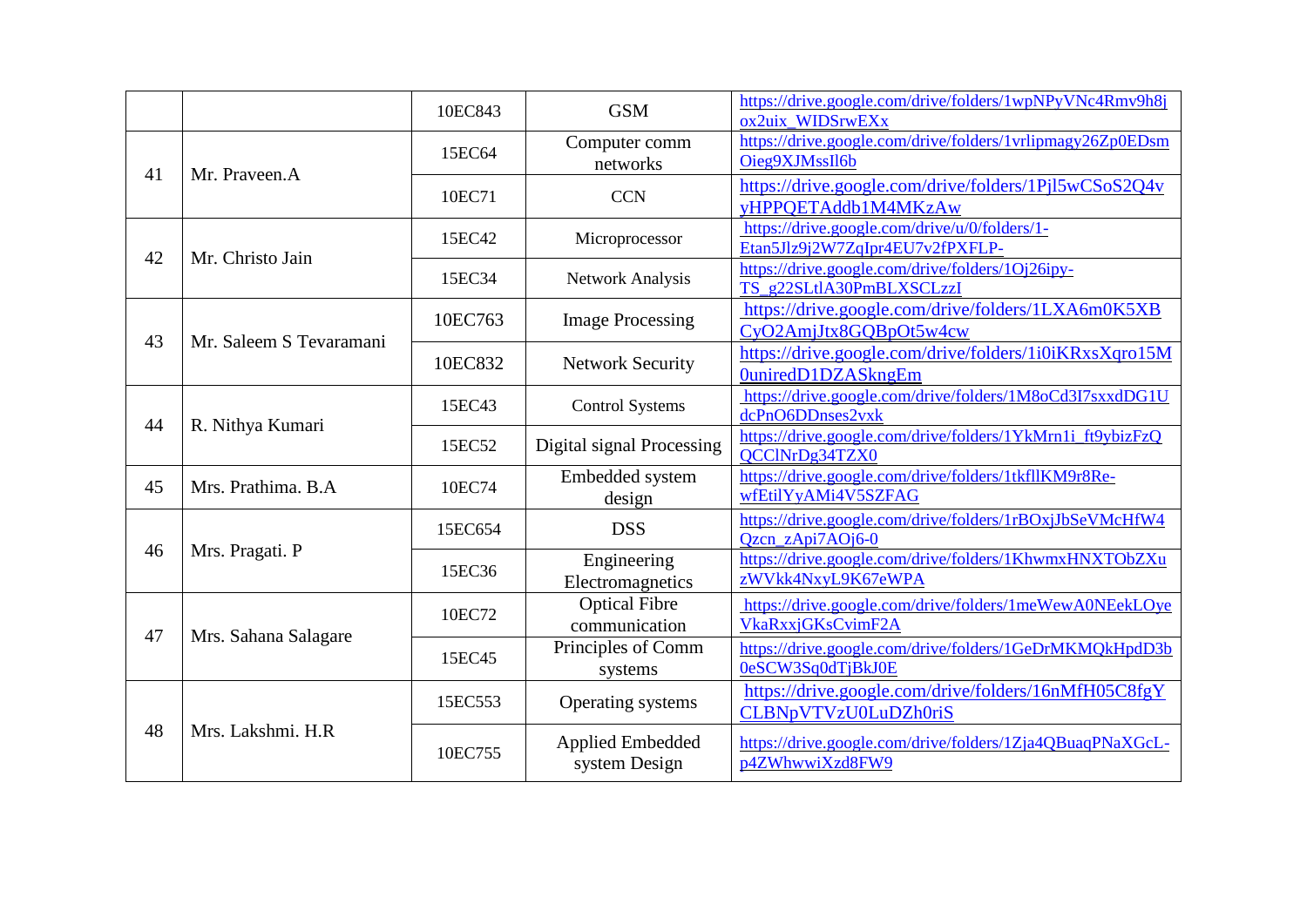| | | | | |
|---|---|---|---|---|
| | | 10EC843 | GSM | https://drive.google.com/drive/folders/1wpNPyVNc4Rmv9h8jox2uix_WIDSrwEXx |
| 41 | Mr. Praveen.A | 15EC64 | Computer comm networks | https://drive.google.com/drive/folders/1vrlipmagy26Zp0EDsmOieg9XJMssIl6b |
| | | 10EC71 | CCN | https://drive.google.com/drive/folders/1Pjl5wCSoS2Q4vyHPPQETAddb1M4MKzAw |
| 42 | Mr. Christo Jain | 15EC42 | Microprocessor | https://drive.google.com/drive/u/0/folders/1-Etan5Jlz9j2W7ZqIpr4EU7v2fPXFLP- |
| | | 15EC34 | Network Analysis | https://drive.google.com/drive/folders/1Oj26ipy-TS_g22SLtlA30PmBLXSCLzzI |
| 43 | Mr. Saleem S Tevaramani | 10EC763 | Image Processing | https://drive.google.com/drive/folders/1LXA6m0K5XBCyO2AmjJtx8GQBpOt5w4cw |
| | | 10EC832 | Network Security | https://drive.google.com/drive/folders/1i0iKRxsXqro15M0uniredD1DZASkngEm |
| 44 | R. Nithya Kumari | 15EC43 | Control Systems | https://drive.google.com/drive/folders/1M8oCd3I7sxxdDG1UdcPnO6DDnses2vxk |
| | | 15EC52 | Digital signal Processing | https://drive.google.com/drive/folders/1YkMrn1i_ft9bizFzQQCClNrDg34TZX0 |
| 45 | Mrs. Prathima. B.A | 10EC74 | Embedded system design | https://drive.google.com/drive/folders/1tkfllKM9r8Re-wfEtilYyAMi4V5SZFAG |
| 46 | Mrs. Pragati. P | 15EC654 | DSS | https://drive.google.com/drive/folders/1rBOxjJbSeVMcHfW4Qzcn_zApi7AOj6-0 |
| | | 15EC36 | Engineering Electromagnetics | https://drive.google.com/drive/folders/1KhwmxHNXTObZXuzWVkk4NxyL9K67eWPA |
| 47 | Mrs. Sahana Salagare | 10EC72 | Optical Fibre communication | https://drive.google.com/drive/folders/1meWewA0NEekLOyeVkaRxxjGKsCvimF2A |
| | | 15EC45 | Principles of Comm systems | https://drive.google.com/drive/folders/1GeDrMKMQkHpdD3b0eSCW3Sq0dTjBkJ0E |
| 48 | Mrs. Lakshmi. H.R | 15EC553 | Operating systems | https://drive.google.com/drive/folders/16nMfH05C8fgYCLBNpVTVzU0LuDZh0riS |
| | | 10EC755 | Applied Embedded system Design | https://drive.google.com/drive/folders/1Zja4QBuaqPNaXGcL-p4ZWhwwiXzd8FW9 |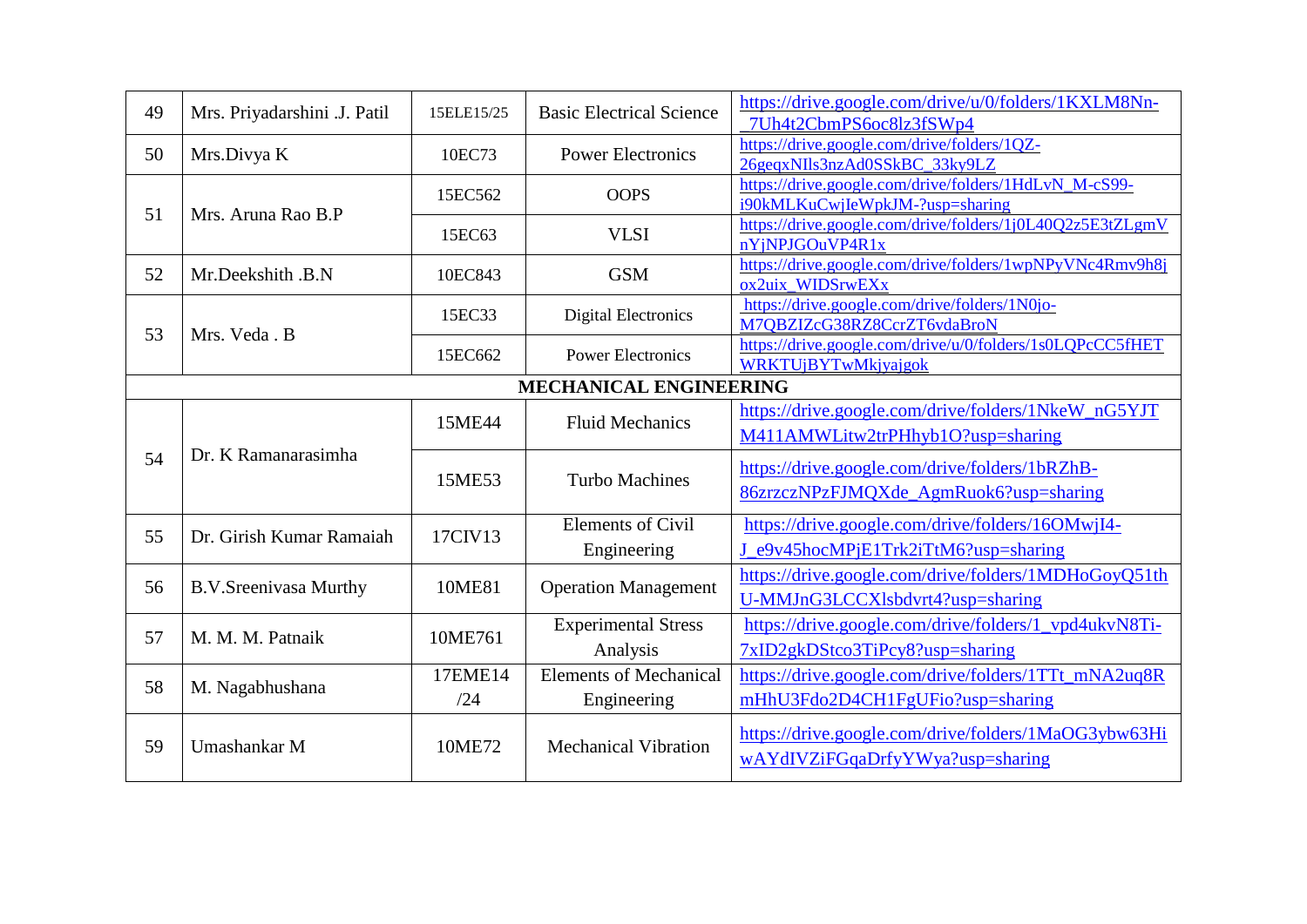| 49 | Mrs. Priyadarshini .J. Patil | 15ELE15/25 | Basic Electrical Science | https://drive.google.com/drive/u/0/folders/1KXLM8Nn-_7Uh4t2CbmPS6oc8lz3fSWp4 |
|---|---|---|---|---|
| 50 | Mrs.Divya K | 10EC73 | Power Electronics | https://drive.google.com/drive/folders/1QZ-26geqxNIls3nzAd0SSkBC_33ky9LZ |
| 51 | Mrs. Aruna Rao B.P | 15EC562 | OOPS | https://drive.google.com/drive/folders/1HdLvN_M-cS99-i90kMLKuCwjIeWpkJM-?usp=sharing |
| | | 15EC63 | VLSI | https://drive.google.com/drive/folders/1j0L40Q2z5E3tZLgmVnYjNPJGOuVP4R1x |
| 52 | Mr.Deekshith .B.N | 10EC843 | GSM | https://drive.google.com/drive/folders/1wpNPyVNc4Rmv9h8jox2uix_WIDSrwEXx |
| 53 | Mrs. Veda . B | 15EC33 | Digital Electronics | https://drive.google.com/drive/folders/1N0jo-M7QBZIZcG38RZ8CcrZT6vdaBroN |
| | | 15EC662 | Power Electronics | https://drive.google.com/drive/u/0/folders/1s0LQPcCC5fHETWRKTUjBYTwMkjyajgok |
| | | **MECHANICAL ENGINEERING** | | |
| 54 | Dr. K Ramanarasimha | 15ME44 | Fluid Mechanics | https://drive.google.com/drive/folders/1NkeW_nG5YJTM411AMWLitw2trPHhyb1O?usp=sharing |
| | | 15ME53 | Turbo Machines | https://drive.google.com/drive/folders/1bRZhB-86zrzczNPzFJMQXde_AgmRuok6?usp=sharing |
| 55 | Dr. Girish Kumar Ramaiah | 17CIV13 | Elements of Civil Engineering | https://drive.google.com/drive/folders/16OMwjI4-J_e9v45hocMPjE1Trk2iTtM6?usp=sharing |
| 56 | B.V.Sreenivasa Murthy | 10ME81 | Operation Management | https://drive.google.com/drive/folders/1MDHoGoyQ51thU-MMJnG3LCCXlsbdvrt4?usp=sharing |
| 57 | M. M. M. Patnaik | 10ME761 | Experimental Stress Analysis | https://drive.google.com/drive/folders/1_vpd4ukvN8Ti-7xID2gkDStco3TiPcy8?usp=sharing |
| 58 | M. Nagabhushana | 17EME14 /24 | Elements of Mechanical Engineering | https://drive.google.com/drive/folders/1TTt_mNA2uq8RmHhU3Fdo2D4CH1FgUFio?usp=sharing |
| 59 | Umashankar M | 10ME72 | Mechanical Vibration | https://drive.google.com/drive/folders/1MaOG3ybw63HiwAYdIVZiFGqaDrfyYWya?usp=sharing |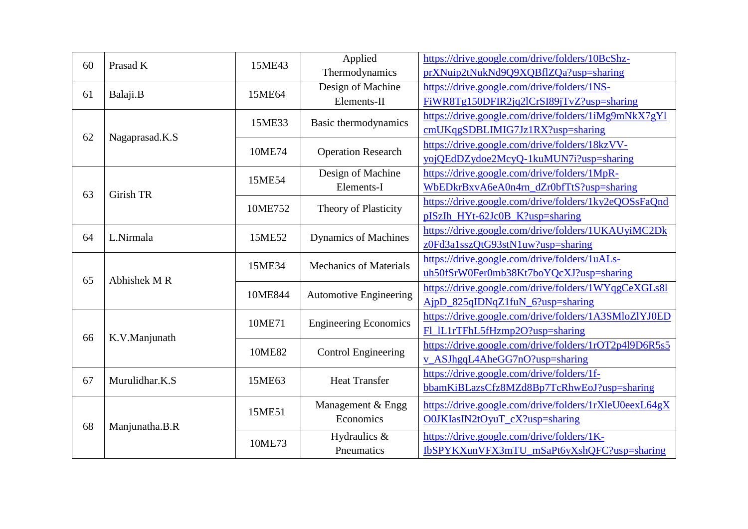| 60 | Prasad K | 15ME43 | Applied Thermodynamics | https://drive.google.com/drive/folders/10BcShz-prXNuip2tNukNd9Q9XQBflZQa?usp=sharing |
|---|---|---|---|---|
| 61 | Balaji.B | 15ME64 | Design of Machine Elements-II | https://drive.google.com/drive/folders/1NS-FiWR8Tg150DFIR2jq2lCrSI89jTvZ?usp=sharing |
| 62 | Nagaprasad.K.S | 15ME33 | Basic thermodynamics | https://drive.google.com/drive/folders/1iMg9mNkX7gYlcmUKqgSDBLIMIG7Jz1RX?usp=sharing |
| | | 10ME74 | Operation Research | https://drive.google.com/drive/folders/18kzVV-yojQEdDZydoe2McyQ-1kuMUN7i?usp=sharing |
| 63 | Girish TR | 15ME54 | Design of Machine Elements-I | https://drive.google.com/drive/folders/1MpR-WbEDkrBxvA6eA0n4rn_dZr0bfTtS?usp=sharing |
| | | 10ME752 | Theory of Plasticity | https://drive.google.com/drive/folders/1ky2eQOSsFaQndpISzIh_HYt-62Jc0B_K?usp=sharing |
| 64 | L.Nirmala | 15ME52 | Dynamics of Machines | https://drive.google.com/drive/folders/1UKAUyiMC2Dkz0Fd3a1sszQtG93stN1uw?usp=sharing |
| 65 | Abhishek M R | 15ME34 | Mechanics of Materials | https://drive.google.com/drive/folders/1uALs-uh50fSrW0Fer0mb38Kt7boYQcXJ?usp=sharing |
| | | 10ME844 | Automotive Engineering | https://drive.google.com/drive/folders/1WYqgCeXGLs8lAjpD_825qIDNqZ1fuN_6?usp=sharing |
| 66 | K.V.Manjunath | 10ME71 | Engineering Economics | https://drive.google.com/drive/folders/1A3SMloZlYJ0EDFl_lL1rTFhL5fHzmp2O?usp=sharing |
| | | 10ME82 | Control Engineering | https://drive.google.com/drive/folders/1rOT2p4l9D6R5s5v_ASJhgqL4AheGG7nO?usp=sharing |
| 67 | Murulidhar.K.S | 15ME63 | Heat Transfer | https://drive.google.com/drive/folders/1f-bbamKiBLazsCfz8MZd8Bp7TcRhwEoJ?usp=sharing |
| 68 | Manjunatha.B.R | 15ME51 | Management & Engg Economics | https://drive.google.com/drive/folders/1rXleU0eexL64gXO0JKIasIN2tOyuT_cX?usp=sharing |
| | | 10ME73 | Hydraulics & Pneumatics | https://drive.google.com/drive/folders/1K-IbSPYKXunVFX3mTU_mSaPt6yXshQFC?usp=sharing |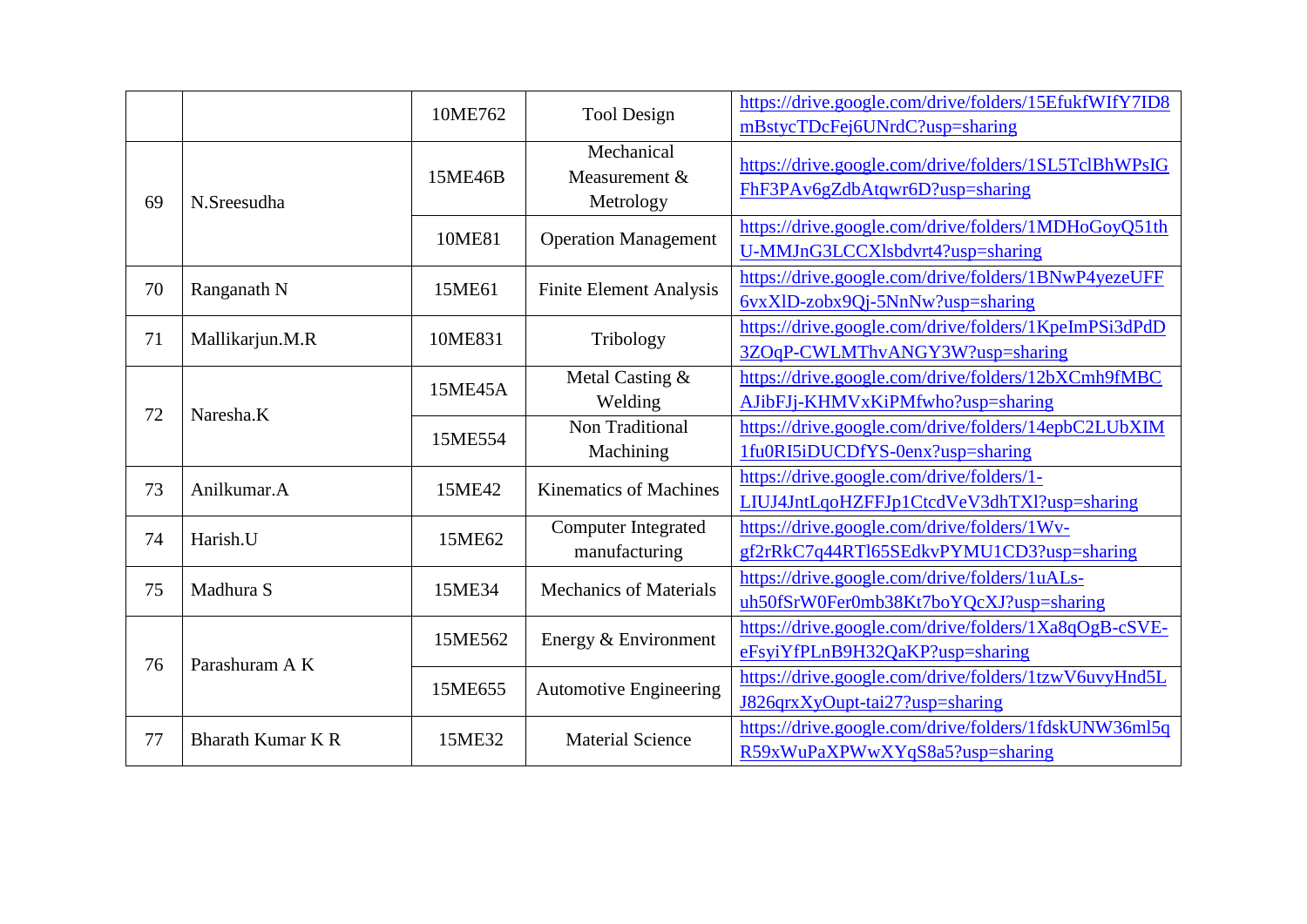| | | | | |
|---|---|---|---|---|
| | | 10ME762 | Tool Design | https://drive.google.com/drive/folders/15EfukfWIfY7ID8mBstycTDcFej6UNrdC?usp=sharing |
| 69 | N.Sreesudha | 15ME46B | Mechanical Measurement & Metrology | https://drive.google.com/drive/folders/1SL5TclBhWPsIGFhF3PAv6gZdbAtqwr6D?usp=sharing |
| | | 10ME81 | Operation Management | https://drive.google.com/drive/folders/1MDHoGoyQ51thU-MMJnG3LCCXlsbdvrt4?usp=sharing |
| 70 | Ranganath N | 15ME61 | Finite Element Analysis | https://drive.google.com/drive/folders/1BNwP4yezeUFF6vxXlD-zobx9Qj-5NnNw?usp=sharing |
| 71 | Mallikarjun.M.R | 10ME831 | Tribology | https://drive.google.com/drive/folders/1KpeImPSi3dPdD3ZOqP-CWLMThvANGY3W?usp=sharing |
| 72 | Naresha.K | 15ME45A | Metal Casting & Welding | https://drive.google.com/drive/folders/12bXCmh9fMBCAJibFJj-KHMVxKiPMfwho?usp=sharing |
| | | 15ME554 | Non Traditional Machining | https://drive.google.com/drive/folders/14epbC2LUbXIM1fu0RI5iDUCDfYS-0enx?usp=sharing |
| 73 | Anilkumar.A | 15ME42 | Kinematics of Machines | https://drive.google.com/drive/folders/1-LIUJ4JntLqoHZFFJp1CtcdVeV3dhTXl?usp=sharing |
| 74 | Harish.U | 15ME62 | Computer Integrated manufacturing | https://drive.google.com/drive/folders/1Wv-gf2rRkC7q44RTl65SEdkvPYMU1CD3?usp=sharing |
| 75 | Madhura S | 15ME34 | Mechanics of Materials | https://drive.google.com/drive/folders/1uALs-uh50fSrW0Fer0mb38Kt7boYQcXJ?usp=sharing |
| 76 | Parashuram A K | 15ME562 | Energy & Environment | https://drive.google.com/drive/folders/1Xa8qOgB-cSVE-eFsyiYfPLnB9H32QaKP?usp=sharing |
| | | 15ME655 | Automotive Engineering | https://drive.google.com/drive/folders/1tzwV6uvyHnd5LJ826qrxXyOupt-tai27?usp=sharing |
| 77 | Bharath Kumar K R | 15ME32 | Material Science | https://drive.google.com/drive/folders/1fdskUNW36ml5qR59xWuPaXPWwXYqS8a5?usp=sharing |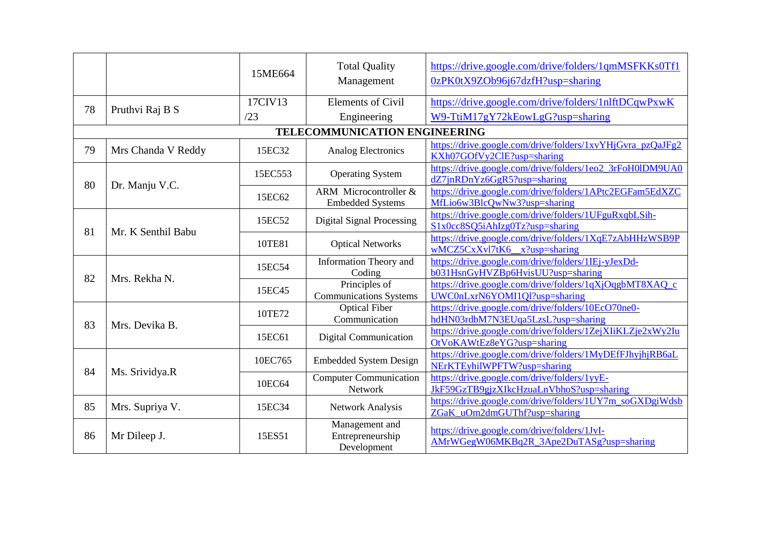| | | | | |
|---|---|---|---|---|
| | | 15ME664 | Total Quality Management | https://drive.google.com/drive/folders/1qmMSFKKs0Tf10zPK0tX9ZOb96j67dzfH?usp=sharing |
| 78 | Pruthvi Raj B S | 17CIV13 /23 | Elements of Civil Engineering | https://drive.google.com/drive/folders/1nlftDCqwPxwKW9-TtiM17gY72kEowLgG?usp=sharing |
| **TELECOMMUNICATION ENGINEERING** | | | | |
| 79 | Mrs Chanda V Reddy | 15EC32 | Analog Electronics | https://drive.google.com/drive/folders/1xvYHjGvra_pzQaJFg2KXh07GOfVy2ClE?usp=sharing |
| 80 | Dr. Manju V.C. | 15EC553 | Operating System | https://drive.google.com/drive/folders/1eo2_3rFoH0lDM9UA0dZ7jnRDnYz6GgR5?usp=sharing |
| | | 15EC62 | ARM Microcontroller & Embedded Systems | https://drive.google.com/drive/folders/1APtc2EGFam5EdXZCMfLio6w3BlcQwNw3?usp=sharing |
| 81 | Mr. K Senthil Babu | 15EC52 | Digital Signal Processing | https://drive.google.com/drive/folders/1UFguRxqbLSih-S1x0cc8SQ5iAhIzg0Tz?usp=sharing |
| | | 10TE81 | Optical Networks | https://drive.google.com/drive/folders/1XqE7zAbHHzWSB9PwMCZ5CxXvl7tK6__x?usp=sharing |
| 82 | Mrs. Rekha N. | 15EC54 | Information Theory and Coding | https://drive.google.com/drive/folders/1IEj-yJexDd-b031HsnGyHVZBp6HvisUU?usp=sharing |
| | | 15EC45 | Principles of Communications Systems | https://drive.google.com/drive/folders/1qXjOqgbMT8XAQ_cUWC0nLxrN6YOMI1Ql?usp=sharing |
| 83 | Mrs. Devika B. | 10TE72 | Optical Fiber Communication | https://drive.google.com/drive/folders/10EcO70ne0-hdHN03rdbM7N3EUqa5LzsL?usp=sharing |
| | | 15EC61 | Digital Communication | https://drive.google.com/drive/folders/1ZejXIiKLZje2xWy2IuOtVoKAWtEz8eYG?usp=sharing |
| 84 | Ms. Srividya.R | 10EC765 | Embedded System Design | https://drive.google.com/drive/folders/1MyDEfFJhyjhjRB6aLNErKTEyhilWPFTW?usp=sharing |
| | | 10EC64 | Computer Communication Network | https://drive.google.com/drive/folders/1yyE-JkF59GzTB9gjzXIkcHzuaLnVbhoS?usp=sharing |
| 85 | Mrs. Supriya V. | 15EC34 | Network Analysis | https://drive.google.com/drive/folders/1UY7m_soGXDgiWdsbZGaK_uOm2dmGUThf?usp=sharing |
| 86 | Mr Dileep J. | 15ES51 | Management and Entrepreneurship Development | https://drive.google.com/drive/folders/1JvI-AMrWGegW06MKBq2R_3Ape2DuTASg?usp=sharing |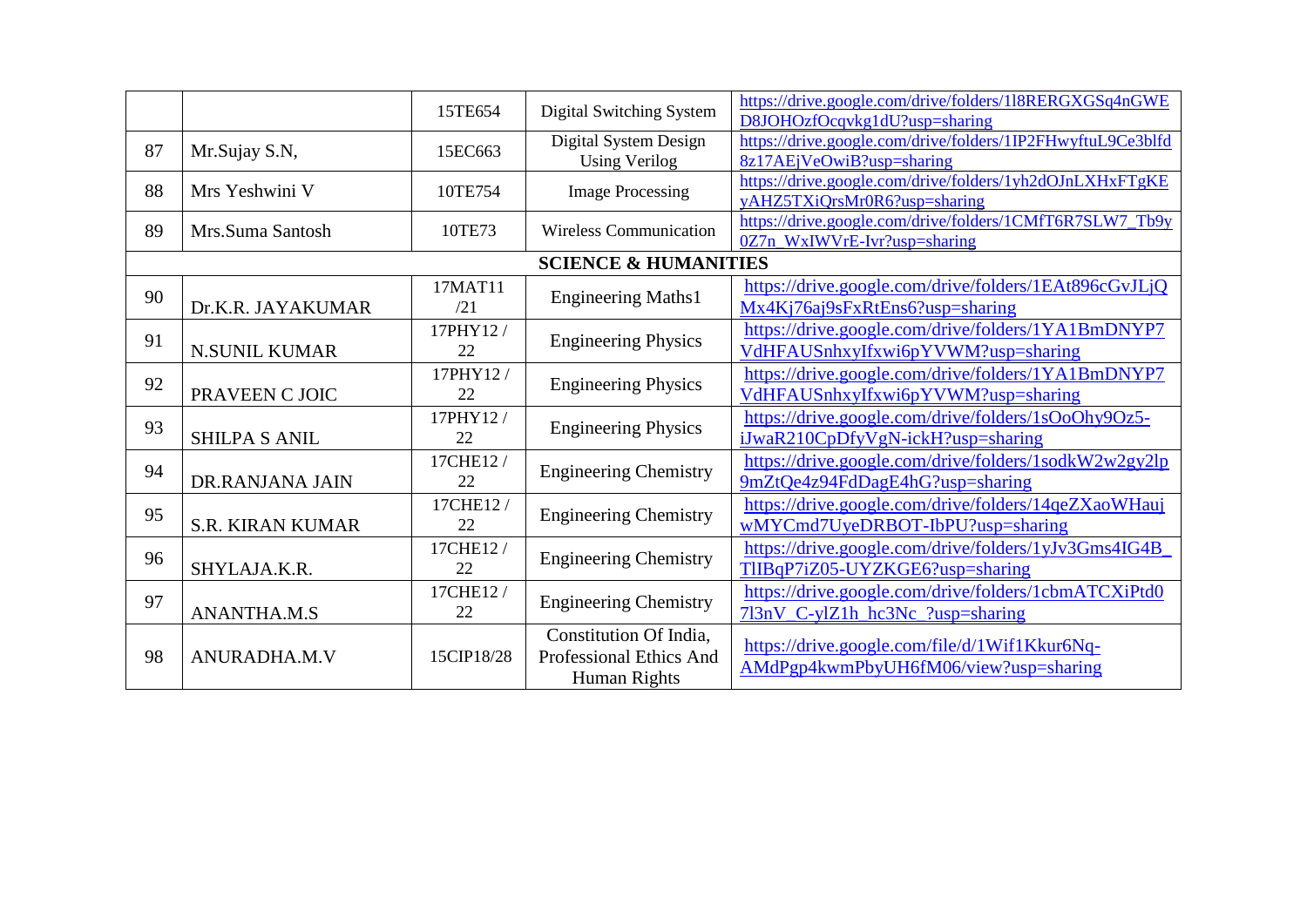| | | | | |
|---|---|---|---|---|
| | | 15TE654 | Digital Switching System | https://drive.google.com/drive/folders/1l8RERGXGSq4nGWED8JOHOzfOcqvkg1dU?usp=sharing |
| 87 | Mr.Sujay S.N, | 15EC663 | Digital System Design Using Verilog | https://drive.google.com/drive/folders/1IP2FHwyftuL9Ce3blfd8z17AEjVeOwiB?usp=sharing |
| 88 | Mrs Yeshwini V | 10TE754 | Image Processing | https://drive.google.com/drive/folders/1yh2dOJnLXHxFTgKEyAHZ5TXiQrsMr0R6?usp=sharing |
| 89 | Mrs.Suma Santosh | 10TE73 | Wireless Communication | https://drive.google.com/drive/folders/1CMfT6R7SLW7_Tb9y0Z7n_WxIWVrE-Ivr?usp=sharing |
| **SCIENCE & HUMANITIES** | | | | |
| 90 | Dr.K.R. JAYAKUMAR | 17MAT11 /21 | Engineering Maths1 | https://drive.google.com/drive/folders/1EAt896cGvJLjQMx4Kj76aj9sFxRtEns6?usp=sharing |
| 91 | N.SUNIL KUMAR | 17PHY12 / 22 | Engineering Physics | https://drive.google.com/drive/folders/1YA1BmDNYP7VdHFAUSnhxyIfxwi6pYVWM?usp=sharing |
| 92 | PRAVEEN C JOIC | 17PHY12 / 22 | Engineering Physics | https://drive.google.com/drive/folders/1YA1BmDNYP7VdHFAUSnhxyIfxwi6pYVWM?usp=sharing |
| 93 | SHILPA S ANIL | 17PHY12 / 22 | Engineering Physics | https://drive.google.com/drive/folders/1sOoOhy9Oz5-iJwaR210CpDfyVgN-ickH?usp=sharing |
| 94 | DR.RANJANA JAIN | 17CHE12 / 22 | Engineering Chemistry | https://drive.google.com/drive/folders/1sodkW2w2gy2lp9mZtQe4z94FdDagE4hG?usp=sharing |
| 95 | S.R. KIRAN KUMAR | 17CHE12 / 22 | Engineering Chemistry | https://drive.google.com/drive/folders/14qeZXaoWHaujwMYCmd7UyeDRBOT-IbPU?usp=sharing |
| 96 | SHYLAJA.K.R. | 17CHE12 / 22 | Engineering Chemistry | https://drive.google.com/drive/folders/1yJv3Gms4IG4B_TlIBqP7iZ05-UYZKGE6?usp=sharing |
| 97 | ANANTHA.M.S | 17CHE12 / 22 | Engineering Chemistry | https://drive.google.com/drive/folders/1cbmATCXiPtd07l3nV_C-ylZ1h_hc3Nc_?usp=sharing |
| 98 | ANURADHA.M.V | 15CIP18/28 | Constitution Of India, Professional Ethics And Human Rights | https://drive.google.com/file/d/1Wif1Kkur6Nq-AMdPgp4kwmPbyUH6fM06/view?usp=sharing |